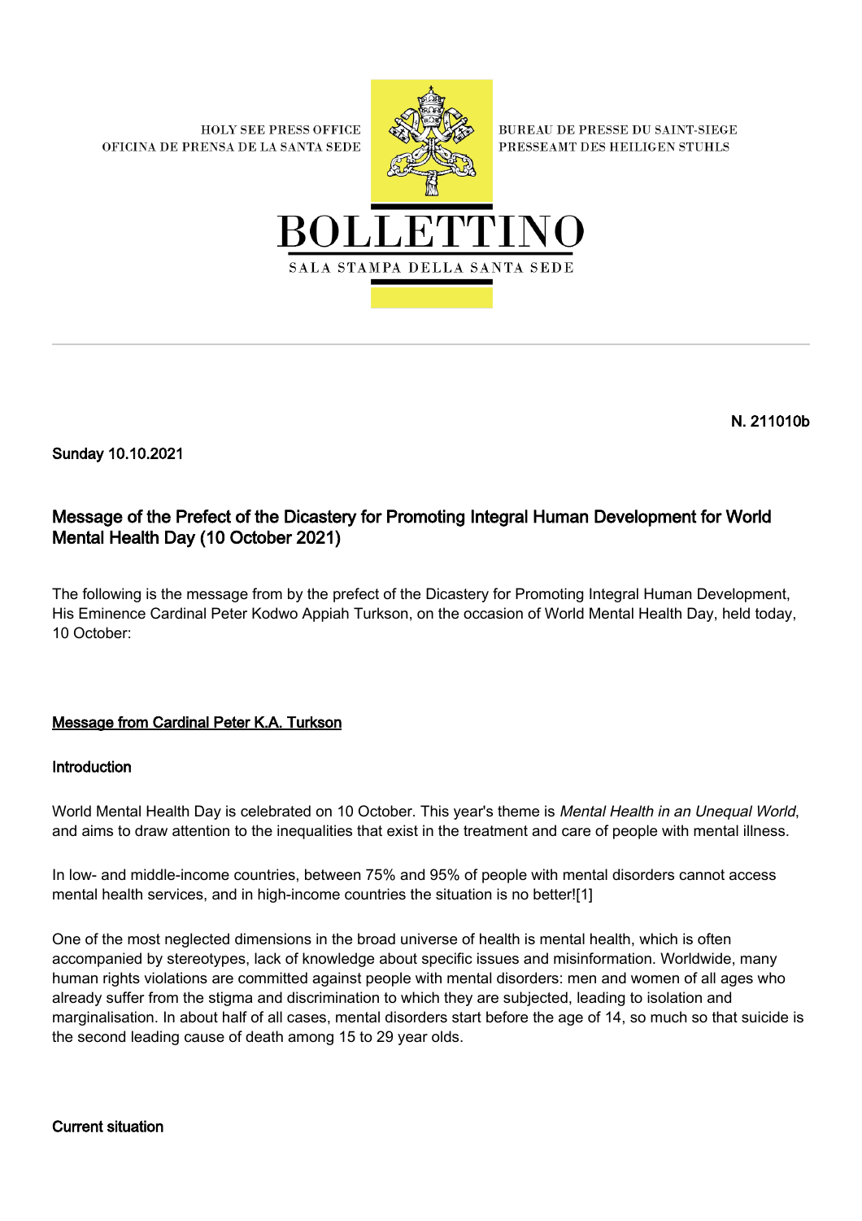HOLY SEE PRESS OFFICE
OFICINA DE PRENSA DE LA SANTA SEDE

BUREAU DE PRESSE DU SAINT-SIEGE
PRESSEAMT DES HEILIGEN STUHLS

# BOLLETTINO

SALA STAMPA DELLA SANTA SEDE

**N. 211010b**

**Sunday 10.10.2021**

## Message of the Prefect of the Dicastery for Promoting Integral Human Development for World Mental Health Day (10 October 2021)

The following is the message from by the prefect of the Dicastery for Promoting Integral Human Development, His Eminence Cardinal Peter Kodwo Appiah Turkson, on the occasion of World Mental Health Day, held today, 10 October:

**Message from Cardinal Peter K.A. Turkson**

### Introduction

World Mental Health Day is celebrated on 10 October. This year's theme is *Mental Health in an Unequal World*, and aims to draw attention to the inequalities that exist in the treatment and care of people with mental illness.

In low- and middle-income countries, between 75% and 95% of people with mental disorders cannot access mental health services, and in high-income countries the situation is no better![1]

One of the most neglected dimensions in the broad universe of health is mental health, which is often accompanied by stereotypes, lack of knowledge about specific issues and misinformation. Worldwide, many human rights violations are committed against people with mental disorders: men and women of all ages who already suffer from the stigma and discrimination to which they are subjected, leading to isolation and marginalisation. In about half of all cases, mental disorders start before the age of 14, so much so that suicide is the second leading cause of death among 15 to 29 year olds.

### Current situation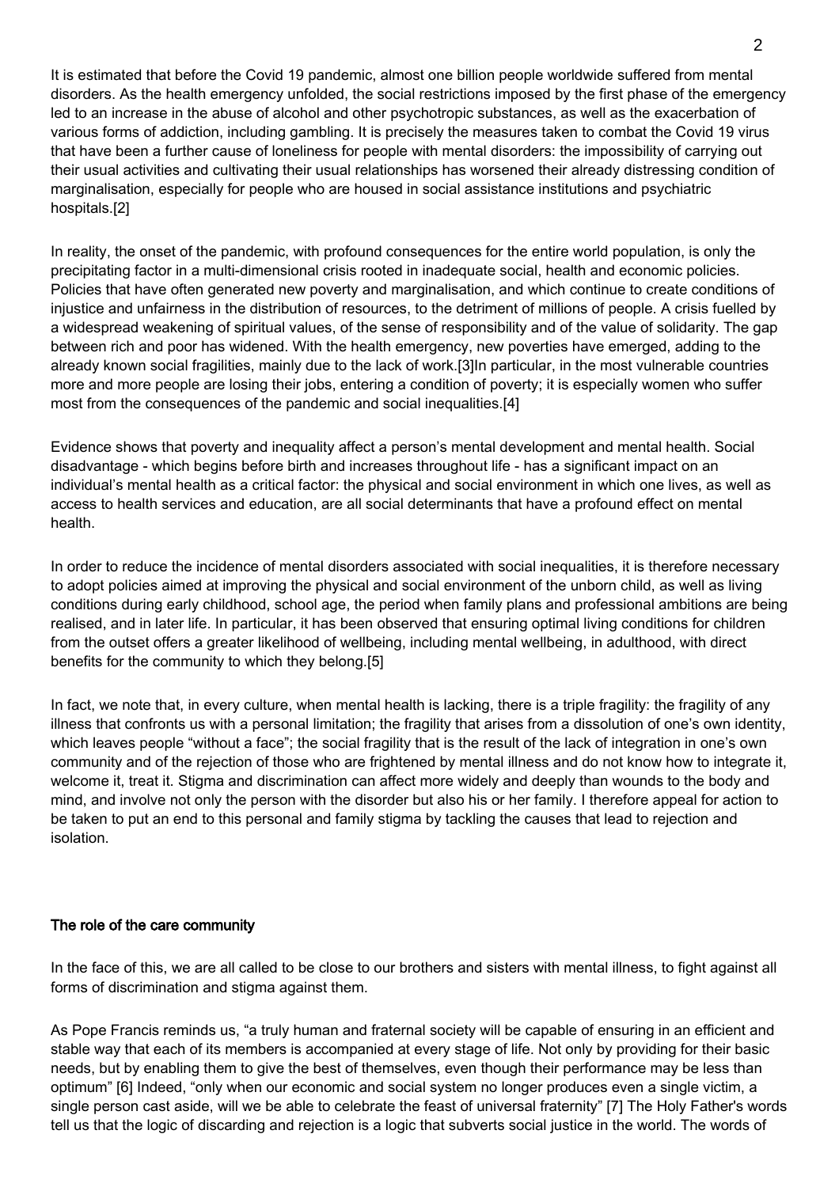It is estimated that before the Covid 19 pandemic, almost one billion people worldwide suffered from mental disorders. As the health emergency unfolded, the social restrictions imposed by the first phase of the emergency led to an increase in the abuse of alcohol and other psychotropic substances, as well as the exacerbation of various forms of addiction, including gambling. It is precisely the measures taken to combat the Covid 19 virus that have been a further cause of loneliness for people with mental disorders: the impossibility of carrying out their usual activities and cultivating their usual relationships has worsened their already distressing condition of marginalisation, especially for people who are housed in social assistance institutions and psychiatric hospitals.[2]

In reality, the onset of the pandemic, with profound consequences for the entire world population, is only the precipitating factor in a multi-dimensional crisis rooted in inadequate social, health and economic policies. Policies that have often generated new poverty and marginalisation, and which continue to create conditions of injustice and unfairness in the distribution of resources, to the detriment of millions of people. A crisis fuelled by a widespread weakening of spiritual values, of the sense of responsibility and of the value of solidarity. The gap between rich and poor has widened. With the health emergency, new poverties have emerged, adding to the already known social fragilities, mainly due to the lack of work.[3]In particular, in the most vulnerable countries more and more people are losing their jobs, entering a condition of poverty; it is especially women who suffer most from the consequences of the pandemic and social inequalities.[4]

Evidence shows that poverty and inequality affect a person's mental development and mental health. Social disadvantage - which begins before birth and increases throughout life - has a significant impact on an individual's mental health as a critical factor: the physical and social environment in which one lives, as well as access to health services and education, are all social determinants that have a profound effect on mental health.

In order to reduce the incidence of mental disorders associated with social inequalities, it is therefore necessary to adopt policies aimed at improving the physical and social environment of the unborn child, as well as living conditions during early childhood, school age, the period when family plans and professional ambitions are being realised, and in later life. In particular, it has been observed that ensuring optimal living conditions for children from the outset offers a greater likelihood of wellbeing, including mental wellbeing, in adulthood, with direct benefits for the community to which they belong.[5]

In fact, we note that, in every culture, when mental health is lacking, there is a triple fragility: the fragility of any illness that confronts us with a personal limitation; the fragility that arises from a dissolution of one's own identity, which leaves people "without a face"; the social fragility that is the result of the lack of integration in one's own community and of the rejection of those who are frightened by mental illness and do not know how to integrate it, welcome it, treat it. Stigma and discrimination can affect more widely and deeply than wounds to the body and mind, and involve not only the person with the disorder but also his or her family. I therefore appeal for action to be taken to put an end to this personal and family stigma by tackling the causes that lead to rejection and isolation.

## The role of the care community

In the face of this, we are all called to be close to our brothers and sisters with mental illness, to fight against all forms of discrimination and stigma against them.

As Pope Francis reminds us, "a truly human and fraternal society will be capable of ensuring in an efficient and stable way that each of its members is accompanied at every stage of life. Not only by providing for their basic needs, but by enabling them to give the best of themselves, even though their performance may be less than optimum" [6] Indeed, "only when our economic and social system no longer produces even a single victim, a single person cast aside, will we be able to celebrate the feast of universal fraternity" [7] The Holy Father's words tell us that the logic of discarding and rejection is a logic that subverts social justice in the world. The words of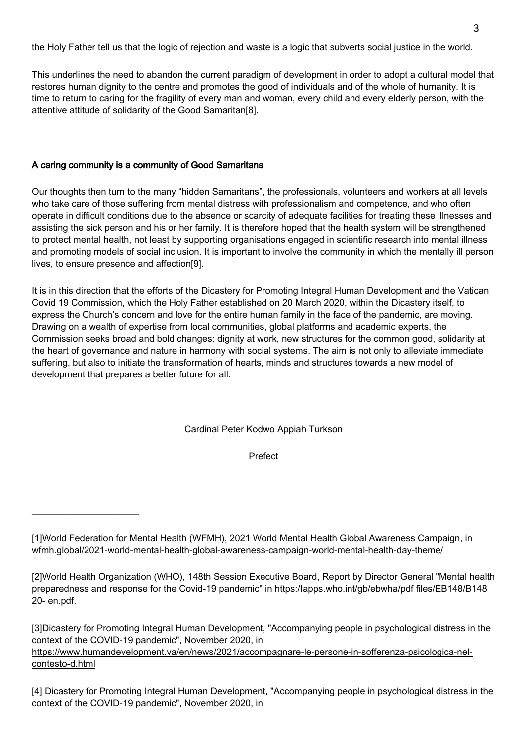the Holy Father tell us that the logic of rejection and waste is a logic that subverts social justice in the world.

This underlines the need to abandon the current paradigm of development in order to adopt a cultural model that restores human dignity to the centre and promotes the good of individuals and of the whole of humanity. It is time to return to caring for the fragility of every man and woman, every child and every elderly person, with the attentive attitude of solidarity of the Good Samaritan[8].

**A caring community is a community of Good Samaritans**

Our thoughts then turn to the many "hidden Samaritans", the professionals, volunteers and workers at all levels who take care of those suffering from mental distress with professionalism and competence, and who often operate in difficult conditions due to the absence or scarcity of adequate facilities for treating these illnesses and assisting the sick person and his or her family. It is therefore hoped that the health system will be strengthened to protect mental health, not least by supporting organisations engaged in scientific research into mental illness and promoting models of social inclusion. It is important to involve the community in which the mentally ill person lives, to ensure presence and affection[9].

It is in this direction that the efforts of the Dicastery for Promoting Integral Human Development and the Vatican Covid 19 Commission, which the Holy Father established on 20 March 2020, within the Dicastery itself, to express the Church's concern and love for the entire human family in the face of the pandemic, are moving. Drawing on a wealth of expertise from local communities, global platforms and academic experts, the Commission seeks broad and bold changes: dignity at work, new structures for the common good, solidarity at the heart of governance and nature in harmony with social systems. The aim is not only to alleviate immediate suffering, but also to initiate the transformation of hearts, minds and structures towards a new model of development that prepares a better future for all.

Cardinal Peter Kodwo Appiah Turkson

Prefect

---

[1]World Federation for Mental Health (WFMH), 2021 World Mental Health Global Awareness Campaign, in wfmh.global/2021-world-mental-health-global-awareness-campaign-world-mental-health-day-theme/

[2]World Health Organization (WHO), 148th Session Executive Board, Report by Director General "Mental health preparedness and response for the Covid-19 pandemic" in https:/Iapps.who.int/gb/ebwha/pdf files/EB148/B148 20- en.pdf.

[3]Dicastery for Promoting Integral Human Development, "Accompanying people in psychological distress in the context of the COVID-19 pandemic", November 2020, in https://www.humandevelopment.va/en/news/2021/accompagnare-le-persone-in-sofferenza-psicologica-nel-contesto-d.html

[4] Dicastery for Promoting Integral Human Development, "Accompanying people in psychological distress in the context of the COVID-19 pandemic", November 2020, in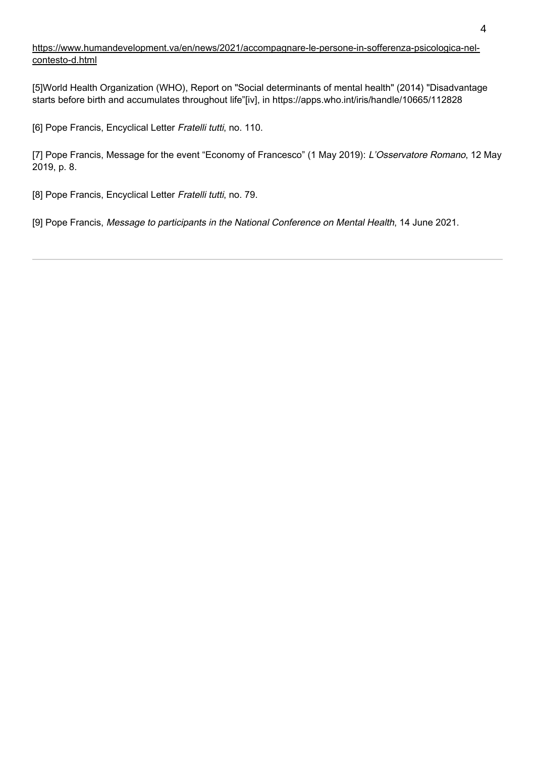[https://www.humandevelopment.va/en/news/2021/accompagnare-le-persone-in-sofferenza-psicologica-nel-contesto-d.html](https://www.humandevelopment.va/en/news/2021/accompagnare-le-persone-in-sofferenza-psicologica-nel-contesto-d.html)

[5]World Health Organization (WHO), Report on "Social determinants of mental health" (2014) "Disadvantage starts before birth and accumulates throughout life"[iv], in https://apps.who.int/iris/handle/10665/112828

[6] Pope Francis, Encyclical Letter *Fratelli tutti*, no. 110.

[7] Pope Francis, Message for the event "Economy of Francesco" (1 May 2019): *L'Osservatore Romano*, 12 May 2019, p. 8.

[8] Pope Francis, Encyclical Letter *Fratelli tutti*, no. 79.

[9] Pope Francis, *Message to participants in the National Conference on Mental Health*, 14 June 2021.

---